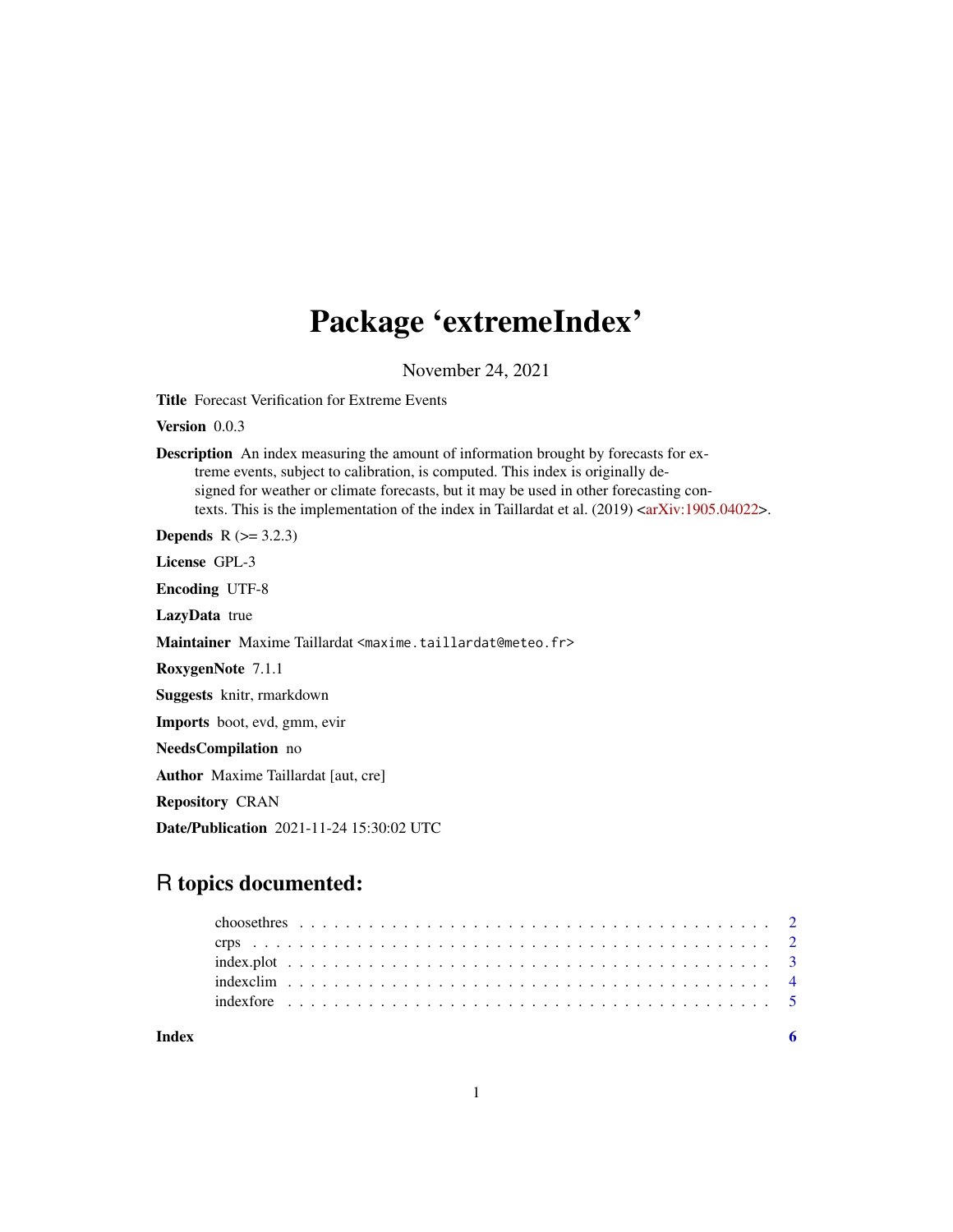# Package 'extremeIndex'

November 24, 2021

**Title** Forecast Verification for Extreme Events

**Version** 0.0.3

**Description** An index measuring the amount of information brought by forecasts for extreme events, subject to calibration, is computed. This index is originally designed for weather or climate forecasts, but it may be used in other forecasting contexts. This is the implementation of the index in Taillardat et al. (2019) <arXiv:1905.04022>.

**Depends** R (>= 3.2.3)

**License** GPL-3

**Encoding** UTF-8

**LazyData** true

**Maintainer** Maxime Taillardat <maxime.taillardat@meteo.fr>

**RoxygenNote** 7.1.1

**Suggests** knitr, rmarkdown

**Imports** boot, evd, gmm, evir

**NeedsCompilation** no

**Author** Maxime Taillardat [aut, cre]

**Repository** CRAN

**Date/Publication** 2021-11-24 15:30:02 UTC

## R topics documented:

- choosethres . . . . . . . . . . . . . . . . . . . . . . . . . . . . . . . . . . . . . . . . 2
- crps . . . . . . . . . . . . . . . . . . . . . . . . . . . . . . . . . . . . . . . . . . . . 2
- index.plot . . . . . . . . . . . . . . . . . . . . . . . . . . . . . . . . . . . . . . . . . 3
- indexclim . . . . . . . . . . . . . . . . . . . . . . . . . . . . . . . . . . . . . . . . . 4
- indexfore . . . . . . . . . . . . . . . . . . . . . . . . . . . . . . . . . . . . . . . . . 5

**Index** 6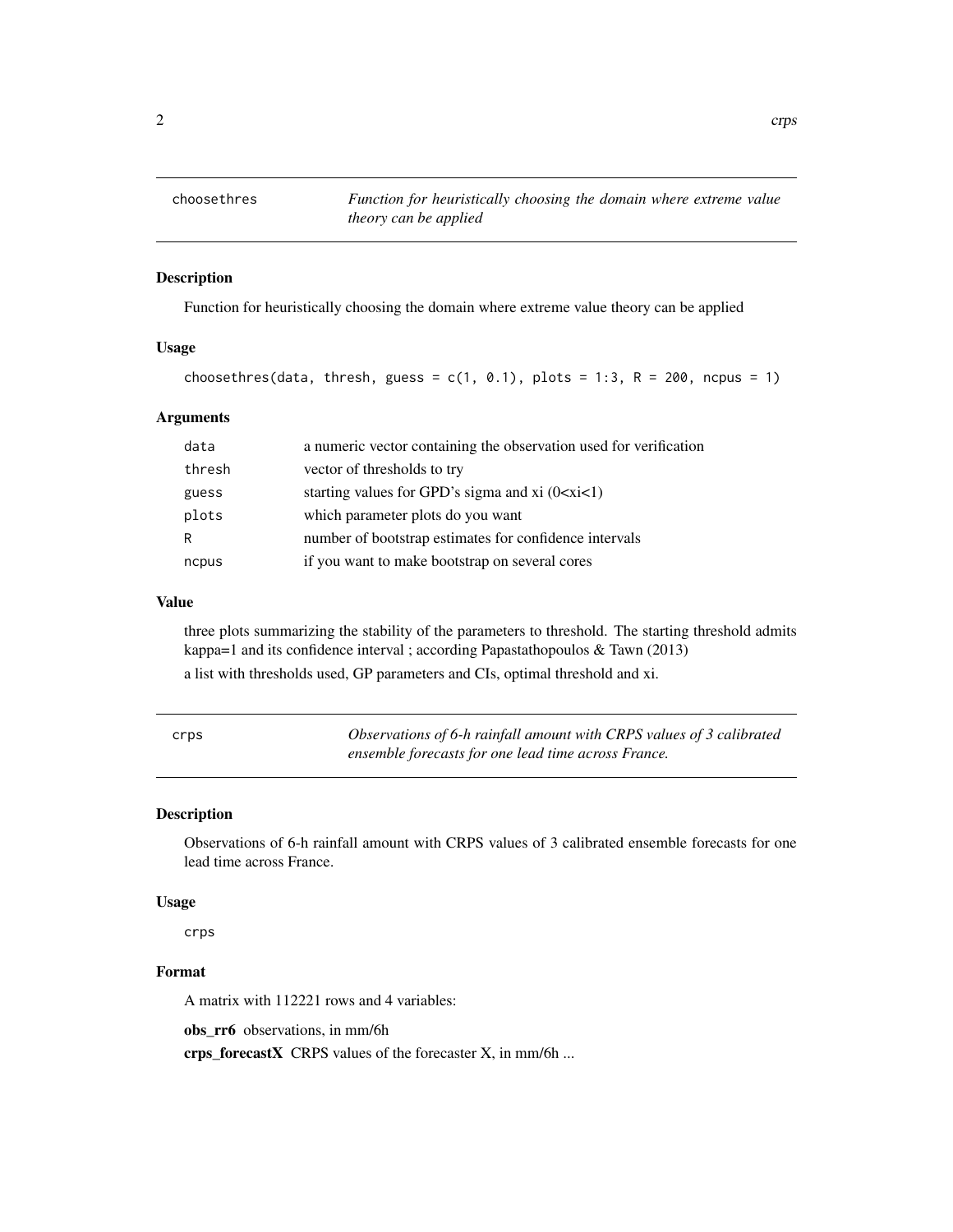## choosethres — *Function for heuristically choosing the domain where extreme value theory can be applied*

### Description

Function for heuristically choosing the domain where extreme value theory can be applied

### Usage

```
choosethres(data, thresh, guess = c(1, 0.1), plots = 1:3, R = 200, ncpus = 1)
```

### Arguments

| | |
|---|---|
| data | a numeric vector containing the observation used for verification |
| thresh | vector of thresholds to try |
| guess | starting values for GPD's sigma and xi (0<xi<1) |
| plots | which parameter plots do you want |
| R | number of bootstrap estimates for confidence intervals |
| ncpus | if you want to make bootstrap on several cores |

### Value

three plots summarizing the stability of the parameters to threshold. The starting threshold admits kappa=1 and its confidence interval ; according Papastathopoulos & Tawn (2013)

a list with thresholds used, GP parameters and CIs, optimal threshold and xi.

## crps — *Observations of 6-h rainfall amount with CRPS values of 3 calibrated ensemble forecasts for one lead time across France.*

### Description

Observations of 6-h rainfall amount with CRPS values of 3 calibrated ensemble forecasts for one lead time across France.

### Usage

```
crps
```

### Format

A matrix with 112221 rows and 4 variables:

**obs_rr6** observations, in mm/6h

**crps_forecastX** CRPS values of the forecaster X, in mm/6h ...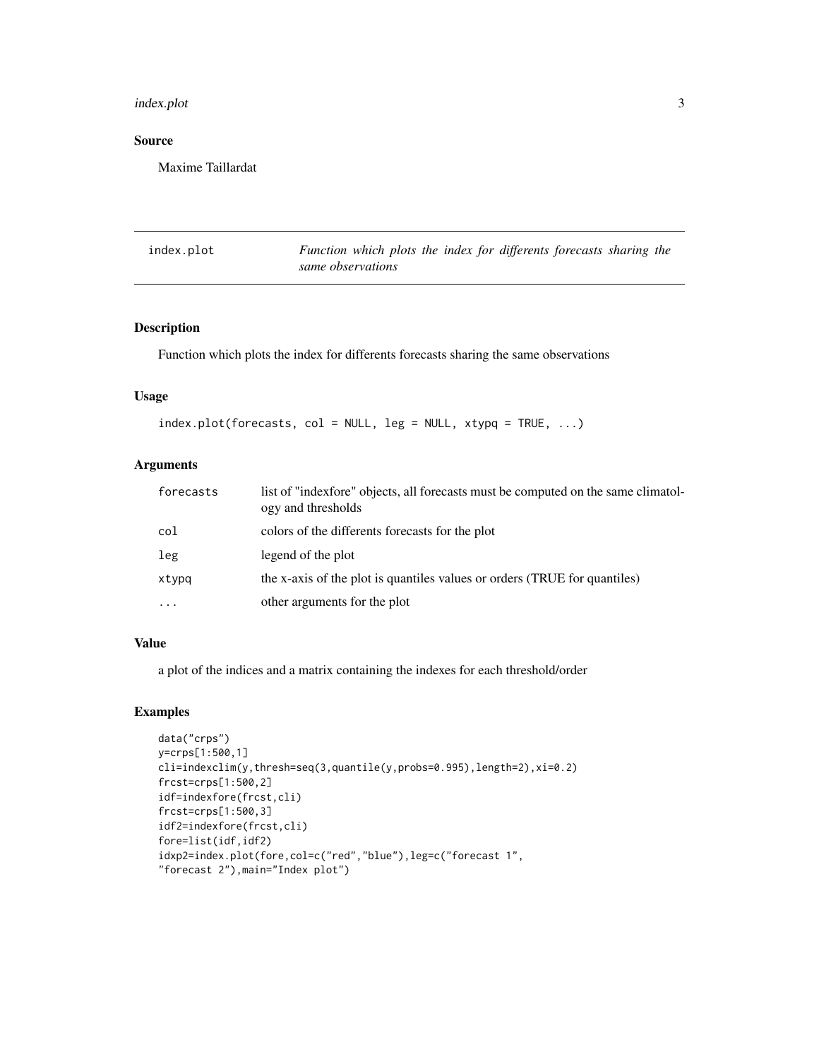### Source

Maxime Taillardat

## index.plot — *Function which plots the index for differents forecasts sharing the same observations*

### Description

Function which plots the index for differents forecasts sharing the same observations

### Usage

```
index.plot(forecasts, col = NULL, leg = NULL, xtypq = TRUE, ...)
```

### Arguments

| | |
|---|---|
| forecasts | list of "indexfore" objects, all forecasts must be computed on the same climatology and thresholds |
| col | colors of the differents forecasts for the plot |
| leg | legend of the plot |
| xtypq | the x-axis of the plot is quantiles values or orders (TRUE for quantiles) |
| ... | other arguments for the plot |

### Value

a plot of the indices and a matrix containing the indexes for each threshold/order

### Examples

```
data("crps")
y=crps[1:500,1]
cli=indexclim(y,thresh=seq(3,quantile(y,probs=0.995),length=2),xi=0.2)
frcst=crps[1:500,2]
idf=indexfore(frcst,cli)
frcst=crps[1:500,3]
idf2=indexfore(frcst,cli)
fore=list(idf,idf2)
idxp2=index.plot(fore,col=c("red","blue"),leg=c("forecast 1",
"forecast 2"),main="Index plot")
```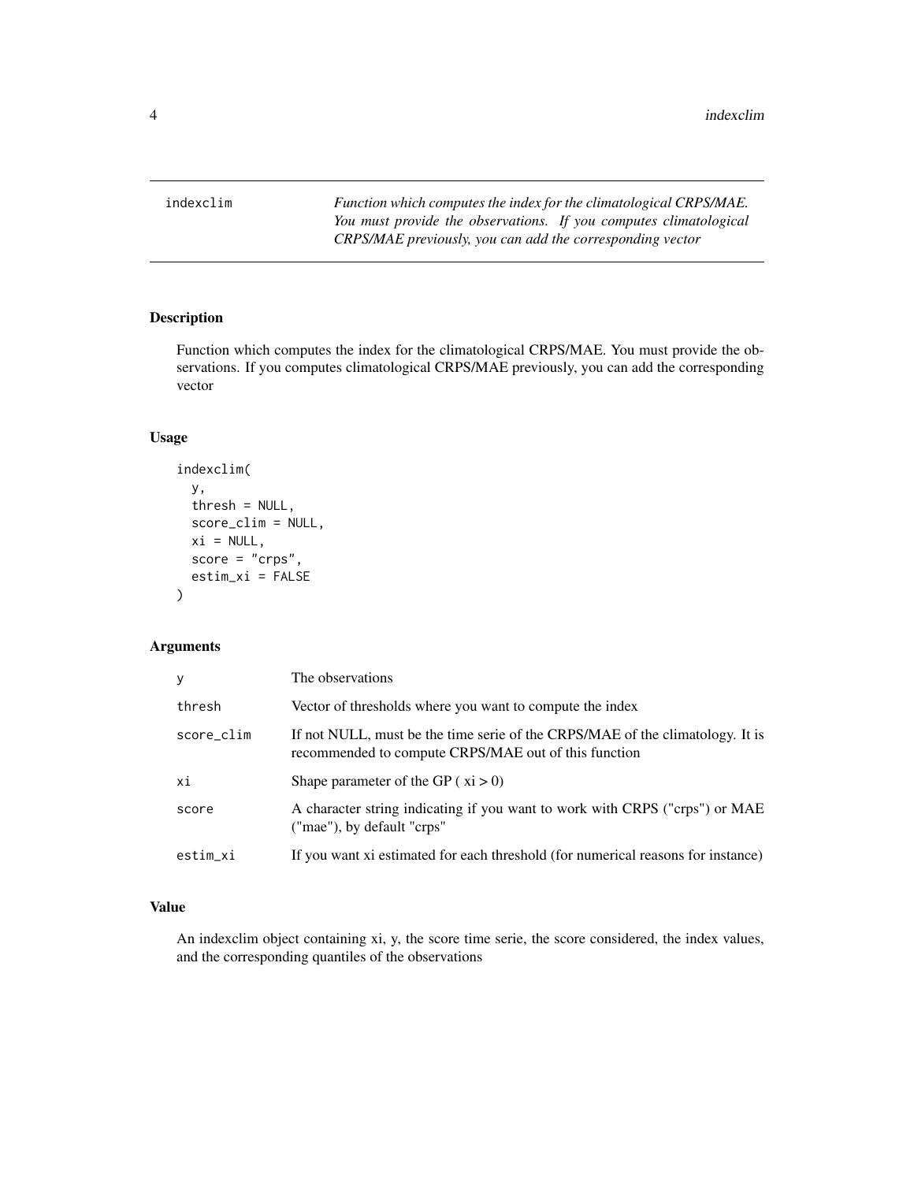## indexclim

*Function which computes the index for the climatological CRPS/MAE. You must provide the observations. If you computes climatological CRPS/MAE previously, you can add the corresponding vector*

### Description

Function which computes the index for the climatological CRPS/MAE. You must provide the observations. If you computes climatological CRPS/MAE previously, you can add the corresponding vector

### Usage

```
indexclim(
  y,
  thresh = NULL,
  score_clim = NULL,
  xi = NULL,
  score = "crps",
  estim_xi = FALSE
)
```

### Arguments

| | |
|---|---|
| y | The observations |
| thresh | Vector of thresholds where you want to compute the index |
| score_clim | If not NULL, must be the time serie of the CRPS/MAE of the climatology. It is recommended to compute CRPS/MAE out of this function |
| xi | Shape parameter of the GP ( xi > 0) |
| score | A character string indicating if you want to work with CRPS ("crps") or MAE ("mae"), by default "crps" |
| estim_xi | If you want xi estimated for each threshold (for numerical reasons for instance) |

### Value

An indexclim object containing xi, y, the score time serie, the score considered, the index values, and the corresponding quantiles of the observations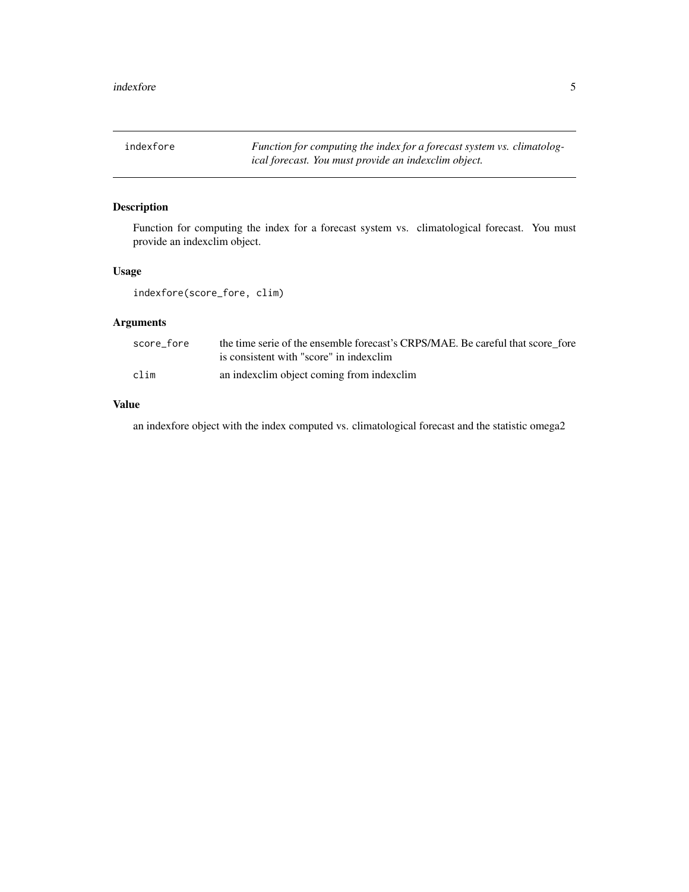## indexfore

*Function for computing the index for a forecast system vs. climatological forecast. You must provide an indexclim object.*

### Description

Function for computing the index for a forecast system vs. climatological forecast. You must provide an indexclim object.

### Usage

```
indexfore(score_fore, clim)
```

### Arguments

| | |
|---|---|
| score_fore | the time serie of the ensemble forecast's CRPS/MAE. Be careful that score_fore is consistent with "score" in indexclim |
| clim | an indexclim object coming from indexclim |

### Value

an indexfore object with the index computed vs. climatological forecast and the statistic omega2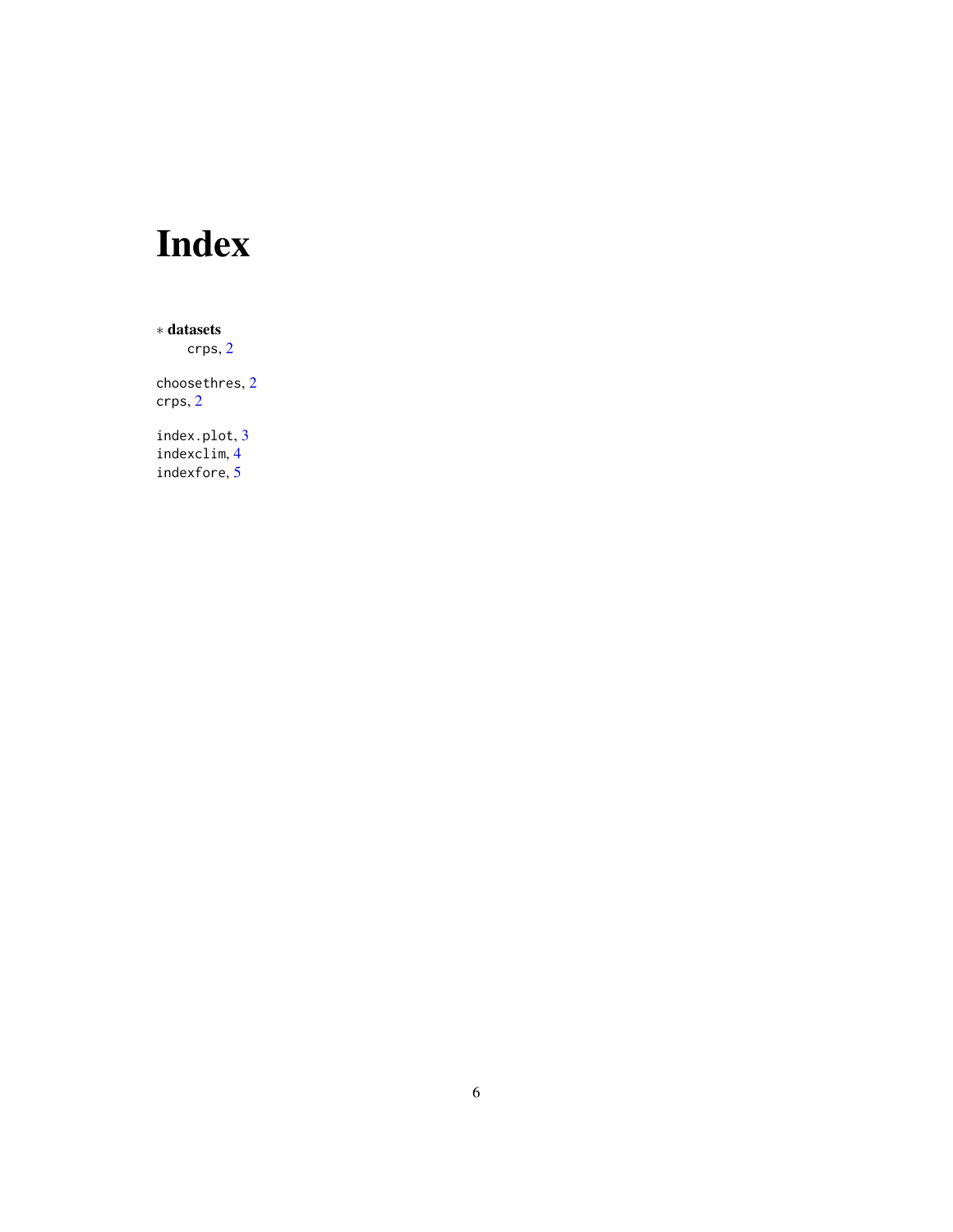# Index

∗ **datasets**
    crps, 2

choosethres, 2
crps, 2

index.plot, 3
indexclim, 4
indexfore, 5